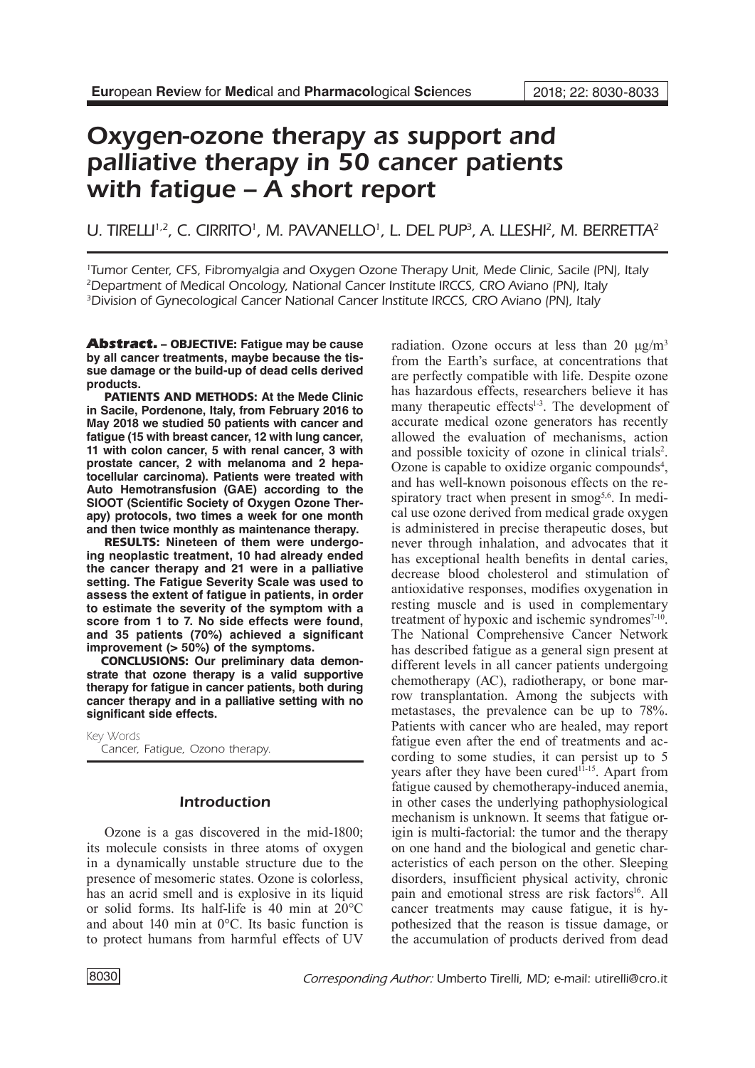# Oxygen-ozone therapy as support and palliative therapy in 50 cancer patients with fatigue – A short report

U. TIRELLI[1,2], C. CIRRITO[1], M. PAVANELLO[1], L. DEL PUP[3], A. LLESHI[2], M. BERRETTA[2]

[1]Tumor Center, CFS, Fibromyalgia and Oxygen Ozone Therapy Unit, Mede Clinic, Sacile (PN), Italy
[2]Department of Medical Oncology, National Cancer Institute IRCCS, CRO Aviano (PN), Italy
[3]Division of Gynecological Cancer National Cancer Institute IRCCS, CRO Aviano (PN), Italy

**Abstract. – OBJECTIVE: Fatigue may be cause by all cancer treatments, maybe because the tissue damage or the build-up of dead cells derived products.**

**PATIENTS AND METHODS: At the Mede Clinic in Sacile, Pordenone, Italy, from February 2016 to May 2018 we studied 50 patients with cancer and fatigue (15 with breast cancer, 12 with lung cancer, 11 with colon cancer, 5 with renal cancer, 3 with prostate cancer, 2 with melanoma and 2 hepatocellular carcinoma). Patients were treated with Auto Hemotransfusion (GAE) according to the SIOOT (Scientific Society of Oxygen Ozone Therapy) protocols, two times a week for one month and then twice monthly as maintenance therapy.**

**RESULTS: Nineteen of them were undergoing neoplastic treatment, 10 had already ended the cancer therapy and 21 were in a palliative setting. The Fatigue Severity Scale was used to assess the extent of fatigue in patients, in order to estimate the severity of the symptom with a score from 1 to 7. No side effects were found, and 35 patients (70%) achieved a significant improvement (> 50%) of the symptoms.**

**CONCLUSIONS: Our preliminary data demonstrate that ozone therapy is a valid supportive therapy for fatigue in cancer patients, both during cancer therapy and in a palliative setting with no significant side effects.**

Key Words

Cancer, Fatigue, Ozono therapy.

## Introduction

Ozone is a gas discovered in the mid-1800; its molecule consists in three atoms of oxygen in a dynamically unstable structure due to the presence of mesomeric states. Ozone is colorless, has an acrid smell and is explosive in its liquid or solid forms. Its half-life is 40 min at 20°C and about 140 min at 0°C. Its basic function is to protect humans from harmful effects of UV radiation. Ozone occurs at less than 20 μg/m$^3$ from the Earth's surface, at concentrations that are perfectly compatible with life. Despite ozone has hazardous effects, researchers believe it has many therapeutic effects[1-3]. The development of accurate medical ozone generators has recently allowed the evaluation of mechanisms, action and possible toxicity of ozone in clinical trials[2]. Ozone is capable to oxidize organic compounds[4], and has well-known poisonous effects on the respiratory tract when present in smog[5,6]. In medical use ozone derived from medical grade oxygen is administered in precise therapeutic doses, but never through inhalation, and advocates that it has exceptional health benefits in dental caries, decrease blood cholesterol and stimulation of antioxidative responses, modifies oxygenation in resting muscle and is used in complementary treatment of hypoxic and ischemic syndromes[7-10]. The National Comprehensive Cancer Network has described fatigue as a general sign present at different levels in all cancer patients undergoing chemotherapy (AC), radiotherapy, or bone marrow transplantation. Among the subjects with metastases, the prevalence can be up to 78%. Patients with cancer who are healed, may report fatigue even after the end of treatments and according to some studies, it can persist up to 5 years after they have been cured[11-15]. Apart from fatigue caused by chemotherapy-induced anemia, in other cases the underlying pathophysiological mechanism is unknown. It seems that fatigue origin is multi-factorial: the tumor and the therapy on one hand and the biological and genetic characteristics of each person on the other. Sleeping disorders, insufficient physical activity, chronic pain and emotional stress are risk factors[16]. All cancer treatments may cause fatigue, it is hypothesized that the reason is tissue damage, or the accumulation of products derived from dead

Corresponding Author: Umberto Tirelli, MD; e-mail: utirelli@cro.it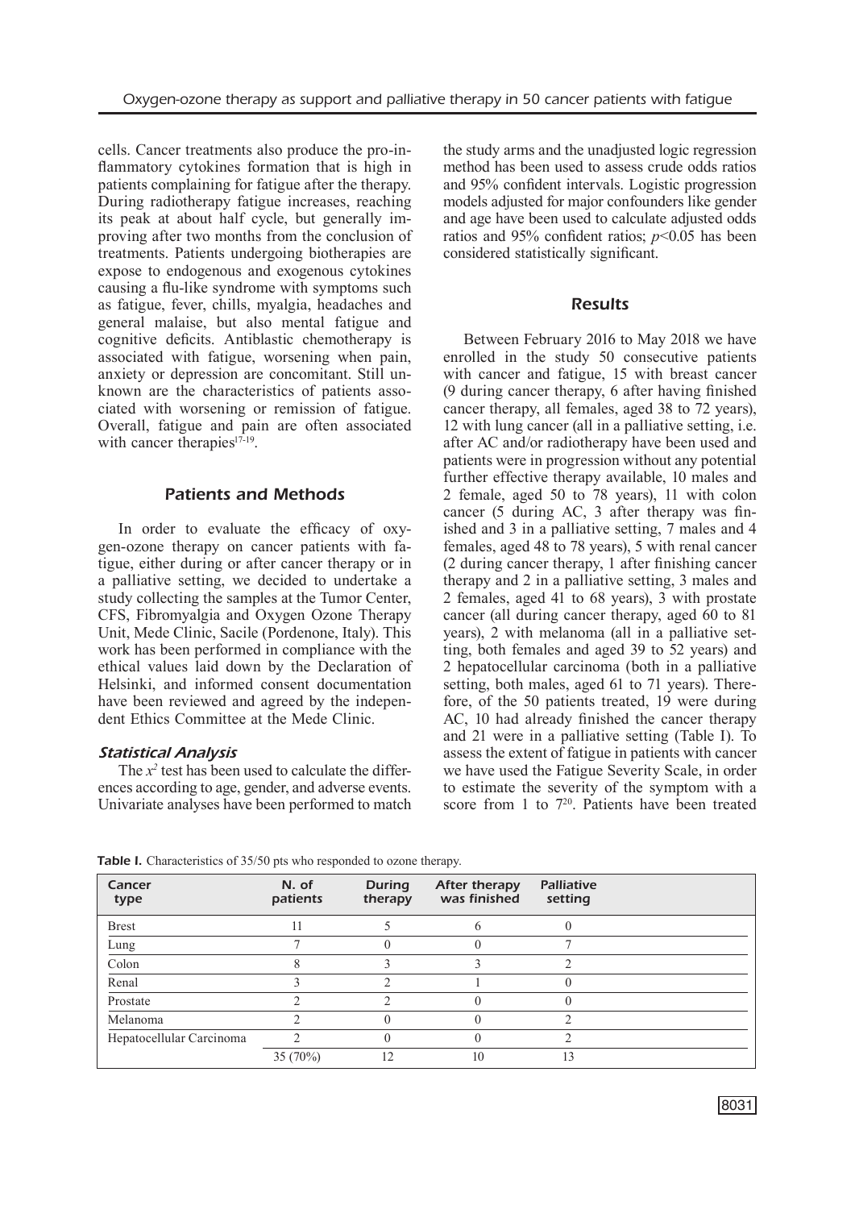cells. Cancer treatments also produce the pro-inflammatory cytokines formation that is high in patients complaining for fatigue after the therapy. During radiotherapy fatigue increases, reaching its peak at about half cycle, but generally improving after two months from the conclusion of treatments. Patients undergoing biotherapies are expose to endogenous and exogenous cytokines causing a flu-like syndrome with symptoms such as fatigue, fever, chills, myalgia, headaches and general malaise, but also mental fatigue and cognitive deficits. Antiblastic chemotherapy is associated with fatigue, worsening when pain, anxiety or depression are concomitant. Still unknown are the characteristics of patients associated with worsening or remission of fatigue. Overall, fatigue and pain are often associated with cancer therapies[17-19].

## Patients and Methods

In order to evaluate the efficacy of oxygen-ozone therapy on cancer patients with fatigue, either during or after cancer therapy or in a palliative setting, we decided to undertake a study collecting the samples at the Tumor Center, CFS, Fibromyalgia and Oxygen Ozone Therapy Unit, Mede Clinic, Sacile (Pordenone, Italy). This work has been performed in compliance with the ethical values laid down by the Declaration of Helsinki, and informed consent documentation have been reviewed and agreed by the independent Ethics Committee at the Mede Clinic.

### *Statistical Analysis*

The $x^2$ test has been used to calculate the differences according to age, gender, and adverse events. Univariate analyses have been performed to match the study arms and the unadjusted logic regression method has been used to assess crude odds ratios and 95% confident intervals. Logistic progression models adjusted for major confounders like gender and age have been used to calculate adjusted odds ratios and 95% confident ratios; $p<0.05$ has been considered statistically significant.

## Results

Between February 2016 to May 2018 we have enrolled in the study 50 consecutive patients with cancer and fatigue, 15 with breast cancer (9 during cancer therapy, 6 after having finished cancer therapy, all females, aged 38 to 72 years), 12 with lung cancer (all in a palliative setting, i.e. after AC and/or radiotherapy have been used and patients were in progression without any potential further effective therapy available, 10 males and 2 female, aged 50 to 78 years), 11 with colon cancer (5 during AC, 3 after therapy was finished and 3 in a palliative setting, 7 males and 4 females, aged 48 to 78 years), 5 with renal cancer (2 during cancer therapy, 1 after finishing cancer therapy and 2 in a palliative setting, 3 males and 2 females, aged 41 to 68 years), 3 with prostate cancer (all during cancer therapy, aged 60 to 81 years), 2 with melanoma (all in a palliative setting, both females and aged 39 to 52 years) and 2 hepatocellular carcinoma (both in a palliative setting, both males, aged 61 to 71 years). Therefore, of the 50 patients treated, 19 were during AC, 10 had already finished the cancer therapy and 21 were in a palliative setting (Table I). To assess the extent of fatigue in patients with cancer we have used the Fatigue Severity Scale, in order to estimate the severity of the symptom with a score from 1 to 7[20]. Patients have been treated

**Table I.** Characteristics of 35/50 pts who responded to ozone therapy.

| Cancer type | N. of patients | During therapy | After therapy was finished | Palliative setting |
|---|---|---|---|---|
| Brest | 11 | 5 | 6 | 0 |
| Lung | 7 | 0 | 0 | 7 |
| Colon | 8 | 3 | 3 | 2 |
| Renal | 3 | 2 | 1 | 0 |
| Prostate | 2 | 2 | 0 | 0 |
| Melanoma | 2 | 0 | 0 | 2 |
| Hepatocellular Carcinoma | 2 | 0 | 0 | 2 |
| | 35 (70%) | 12 | 10 | 13 |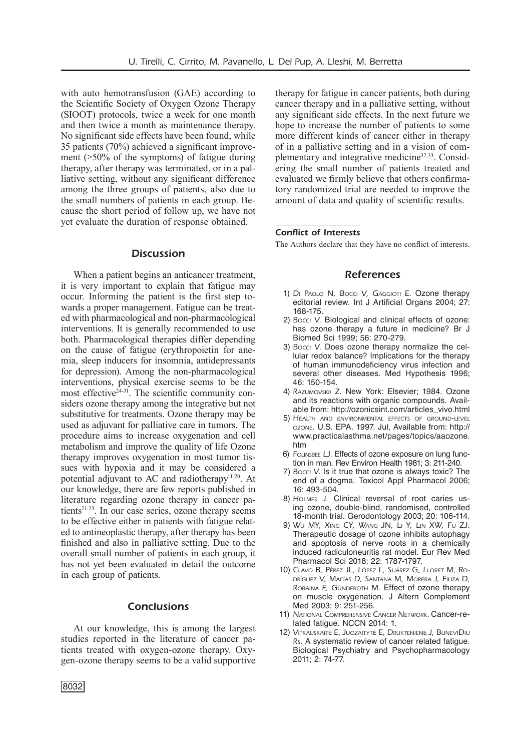with auto hemotransfusion (GAE) according to the Scientific Society of Oxygen Ozone Therapy (SIOOT) protocols, twice a week for one month and then twice a month as maintenance therapy. No significant side effects have been found, while 35 patients (70%) achieved a significant improvement (>50% of the symptoms) of fatigue during therapy, after therapy was terminated, or in a palliative setting, without any significant difference among the three groups of patients, also due to the small numbers of patients in each group. Because the short period of follow up, we have not yet evaluate the duration of response obtained.

## Discussion

When a patient begins an anticancer treatment, it is very important to explain that fatigue may occur. Informing the patient is the first step towards a proper management. Fatigue can be treated with pharmacological and non-pharmacological interventions. It is generally recommended to use both. Pharmacological therapies differ depending on the cause of fatigue (erythropoietin for anemia, sleep inducers for insomnia, antidepressants for depression). Among the non-pharmacological interventions, physical exercise seems to be the most effective[24-31]. The scientific community considers ozone therapy among the integrative but not substitutive for treatments. Ozone therapy may be used as adjuvant for palliative care in tumors. The procedure aims to increase oxygenation and cell metabolism and improve the quality of life Ozone therapy improves oxygenation in most tumor tissues with hypoxia and it may be considered a potential adjuvant to AC and radiotherapy[11-20]. At our knowledge, there are few reports published in literature regarding ozone therapy in cancer patients[21-23]. In our case series, ozone therapy seems to be effective either in patients with fatigue related to antineoplastic therapy, after therapy has been finished and also in palliative setting. Due to the overall small number of patients in each group, it has not yet been evaluated in detail the outcome in each group of patients.

## Conclusions

At our knowledge, this is among the largest studies reported in the literature of cancer patients treated with oxygen-ozone therapy. Oxygen-ozone therapy seems to be a valid supportive therapy for fatigue in cancer patients, both during cancer therapy and in a palliative setting, without any significant side effects. In the next future we hope to increase the number of patients to some more different kinds of cancer either in therapy of in a palliative setting and in a vision of complementary and integrative medicine[32,33]. Considering the small number of patients treated and evaluated we firmly believe that others confirmatory randomized trial are needed to improve the amount of data and quality of scientific results.

### Conflict of Interests

The Authors declare that they have no conflict of interests.

## References

1) Di Paolo N, Bocci V, Gaggioti E. Ozone therapy editorial review. Int J Artificial Organs 2004; 27: 168-175.
2) Bocci V. Biological and clinical effects of ozone: has ozone therapy a future in medicine? Br J Biomed Sci 1999; 56: 270-279.
3) Bocci V. Does ozone therapy normalize the cellular redox balance? Implications for the therapy of human immunodeficiency virus infection and several other diseases. Med Hypothesis 1996; 46: 150-154.
4) Razumovskii Z. New York: Elsevier; 1984. Ozone and its reactions with organic compounds. Available from: http://ozonicsint.com/articles_vivo.html
5) Health and environmental effects of ground-level ozone. U.S. EPA. 1997. Jul, Available from: http://www.practicalasthma.net/pages/topics/aaozone.htm
6) Folinsbee LJ. Effects of ozone exposure on lung function in man. Rev Environ Health 1981; 3: 211-240.
7) Bocci V. Is it true that ozone is always toxic? The end of a dogma. Toxicol Appl Pharmacol 2006; 16: 493-504.
8) Holmes J. Clinical reversal of root caries using ozone, double-blind, randomised, controlled 18-month trial. Gerodontology 2003; 20: 106-114.
9) Wu MY, Xing CY, Wang JN, Li Y, Lin XW, Fu ZJ. Therapeutic dosage of ozone inhibits autophagy and apoptosis of nerve roots in a chemically induced radiculoneuritis rat model. Eur Rev Med Pharmacol Sci 2018; 22: 1787-1797.
10) Clavo B, Pérez JL, López L, Suárez G, Lloret M, Rodríguez V, Macías D, Santana M, Morera J, Fiuza D, Robaina F, Günderoth M. Effect of ozone therapy on muscle oxygenation. J Altern Complement Med 2003; 9: 251-256.
11) National Comprehensive Cancer Network. Cancer-related fatigue. NCCN 2014: 1.
12) Vitkauskaitė E, Juozaitytė E, Druktenienė J, BunevićĐiu Rs. A systematic review of cancer related fatigue. Biological Psychiatry and Psychopharmacology 2011; 2: 74-77.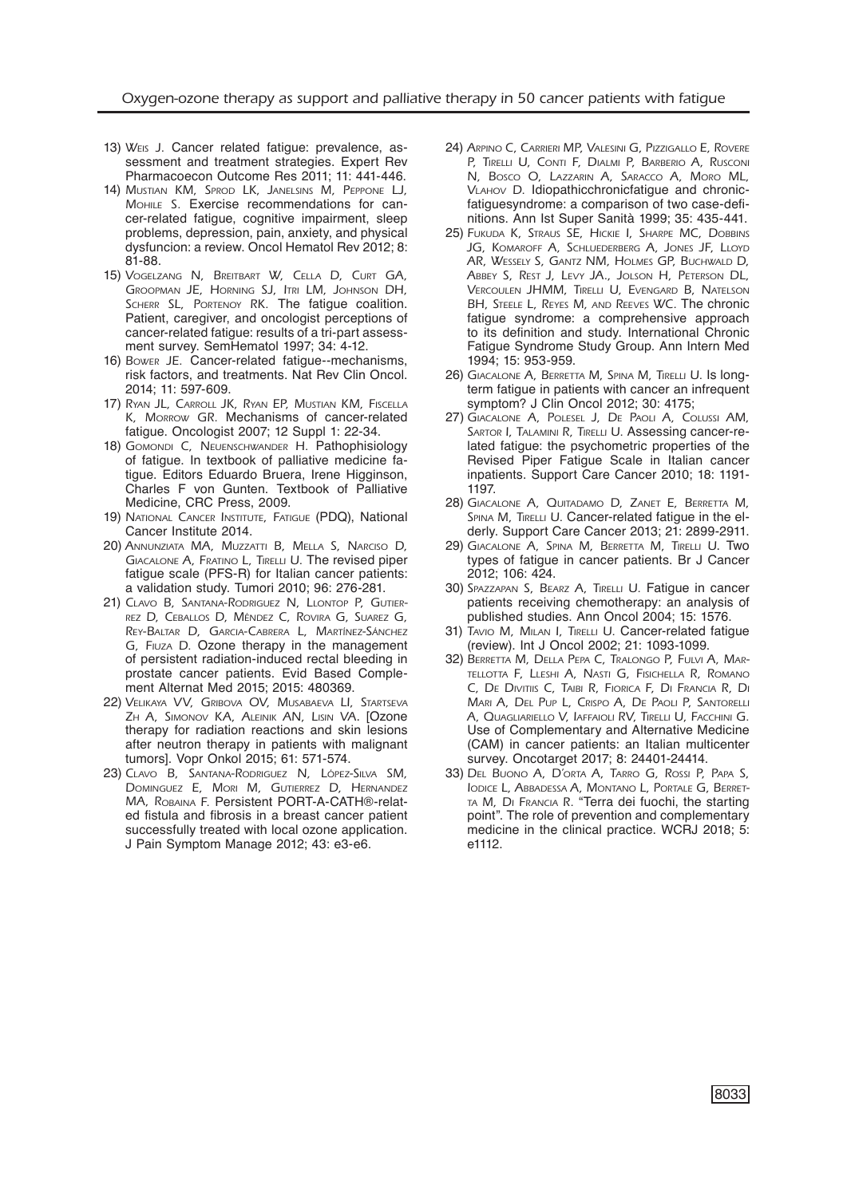13) Weis J. Cancer related fatigue: prevalence, assessment and treatment strategies. Expert Rev Pharmacoecon Outcome Res 2011; 11: 441-446.
14) Mustian KM, Sprod LK, Janelsins M, Peppone LJ, Mohile S. Exercise recommendations for cancer-related fatigue, cognitive impairment, sleep problems, depression, pain, anxiety, and physical dysfuncion: a review. Oncol Hematol Rev 2012; 8: 81-88.
15) Vogelzang N, Breitbart W, Cella D, Curt GA, Groopman JE, Horning SJ, Itri LM, Johnson DH, Scherr SL, Portenoy RK. The fatigue coalition. Patient, caregiver, and oncologist perceptions of cancer-related fatigue: results of a tri-part assessment survey. SemHematol 1997; 34: 4-12.
16) Bower JE. Cancer-related fatigue--mechanisms, risk factors, and treatments. Nat Rev Clin Oncol. 2014; 11: 597-609.
17) Ryan JL, Carroll JK, Ryan EP, Mustian KM, Fiscella K, Morrow GR. Mechanisms of cancer-related fatigue. Oncologist 2007; 12 Suppl 1: 22-34.
18) Gomondi C, Neuenschwander H. Pathophisiology of fatigue. In textbook of palliative medicine fatigue. Editors Eduardo Bruera, Irene Higginson, Charles F von Gunten. Textbook of Palliative Medicine, CRC Press, 2009.
19) National Cancer Institute, Fatigue (PDQ), National Cancer Institute 2014.
20) Annunziata MA, Muzzatti B, Mella S, Narciso D, Giacalone A, Fratino L, Tirelli U. The revised piper fatigue scale (PFS-R) for Italian cancer patients: a validation study. Tumori 2010; 96: 276-281.
21) Clavo B, Santana-Rodriguez N, Llontop P, Gutierrez D, Ceballos D, Méndez C, Rovira G, Suarez G, Rey-Baltar D, Garcia-Cabrera L, Martínez-Sánchez G, Fiuza D. Ozone therapy in the management of persistent radiation-induced rectal bleeding in prostate cancer patients. Evid Based Complement Alternat Med 2015; 2015: 480369.
22) Velikaya VV, Gribova OV, Musabaeva LI, Startseva Zh A, Simonov KA, Aleinik AN, Lisin VA. [Ozone therapy for radiation reactions and skin lesions after neutron therapy in patients with malignant tumors]. Vopr Onkol 2015; 61: 571-574.
23) Clavo B, Santana-Rodriguez N, López-Silva SM, Dominguez E, Mori M, Gutierrez D, Hernandez MA, Robaina F. Persistent PORT-A-CATH®-related fistula and fibrosis in a breast cancer patient successfully treated with local ozone application. J Pain Symptom Manage 2012; 43: e3-e6.
24) Arpino C, Carrieri MP, Valesini G, Pizzigallo E, Rovere P, Tirelli U, Conti F, Dialmi P, Barberio A, Rusconi N, Bosco O, Lazzarin A, Saracco A, Moro ML, Vlahov D. Idiopathicchronicfatigue and chronicfatiguesyndrome: a comparison of two case-definitions. Ann Ist Super Sanità 1999; 35: 435-441.
25) Fukuda K, Straus SE, Hickie I, Sharpe MC, Dobbins JG, Komaroff A, Schluederberg A, Jones JF, Lloyd AR, Wessely S, Gantz NM, Holmes GP, Buchwald D, Abbey S, Rest J, Levy JA., Jolson H, Peterson DL, Vercoulen JHMM, Tirelli U, Evengard B, Natelson BH, Steele L, Reyes M, and Reeves WC. The chronic fatigue syndrome: a comprehensive approach to its definition and study. International Chronic Fatigue Syndrome Study Group. Ann Intern Med 1994; 15: 953-959.
26) Giacalone A, Berretta M, Spina M, Tirelli U. Is long-term fatigue in patients with cancer an infrequent symptom? J Clin Oncol 2012; 30: 4175;
27) Giacalone A, Polesel J, De Paoli A, Colussi AM, Sartor I, Talamini R, Tirelli U. Assessing cancer-related fatigue: the psychometric properties of the Revised Piper Fatigue Scale in Italian cancer inpatients. Support Care Cancer 2010; 18: 1191-1197.
28) Giacalone A, Quitadamo D, Zanet E, Berretta M, Spina M, Tirelli U. Cancer-related fatigue in the elderly. Support Care Cancer 2013; 21: 2899-2911.
29) Giacalone A, Spina M, Berretta M, Tirelli U. Two types of fatigue in cancer patients. Br J Cancer 2012; 106: 424.
30) Spazzapan S, Bearz A, Tirelli U. Fatigue in cancer patients receiving chemotherapy: an analysis of published studies. Ann Oncol 2004; 15: 1576.
31) Tavio M, Milan I, Tirelli U. Cancer-related fatigue (review). Int J Oncol 2002; 21: 1093-1099.
32) Berretta M, Della Pepa C, Tralongo P, Fulvi A, Martellotta F, Lleshi A, Nasti G, Fisichella R, Romano C, De Divitiis C, Taibi R, Fiorica F, Di Francia R, Di Mari A, Del Pup L, Crispo A, De Paoli P, Santorelli A, Quagliariello V, Iaffaioli RV, Tirelli U, Facchini G. Use of Complementary and Alternative Medicine (CAM) in cancer patients: an Italian multicenter survey. Oncotarget 2017; 8: 24401-24414.
33) Del Buono A, D'orta A, Tarro G, Rossi P, Papa S, Iodice L, Abbadessa A, Montano L, Portale G, Berretta M, Di Francia R. "Terra dei fuochi, the starting point". The role of prevention and complementary medicine in the clinical practice. WCRJ 2018; 5: e1112.